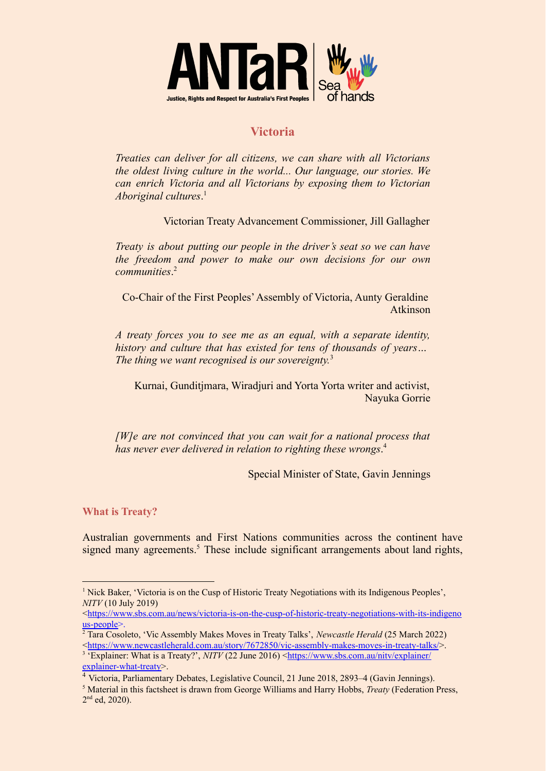ANTaR Justice, Rights and Respect for Australia's First Peoples | Sea of hands

# Victoria

*Treaties can deliver for all citizens, we can share with all Victorians the oldest living culture in the world... Our language, our stories. We can enrich Victoria and all Victorians by exposing them to Victorian Aboriginal cultures*.[1]

Victorian Treaty Advancement Commissioner, Jill Gallagher

*Treaty is about putting our people in the driver's seat so we can have the freedom and power to make our own decisions for our own communities*.[2]

Co-Chair of the First Peoples' Assembly of Victoria, Aunty Geraldine Atkinson

*A treaty forces you to see me as an equal, with a separate identity, history and culture that has existed for tens of thousands of years… The thing we want recognised is our sovereignty.*[3]

Kurnai, Gunditjmara, Wiradjuri and Yorta Yorta writer and activist, Nayuka Gorrie

*[W]e are not convinced that you can wait for a national process that has never ever delivered in relation to righting these wrongs*.[4]

Special Minister of State, Gavin Jennings

## What is Treaty?

Australian governments and First Nations communities across the continent have signed many agreements.[5] These include significant arrangements about land rights,

---

[1] Nick Baker, 'Victoria is on the Cusp of Historic Treaty Negotiations with its Indigenous Peoples', *NITV* (10 July 2019) <https://www.sbs.com.au/news/victoria-is-on-the-cusp-of-historic-treaty-negotiations-with-its-indigenous-people>.

[2] Tara Cosoleto, 'Vic Assembly Makes Moves in Treaty Talks', *Newcastle Herald* (25 March 2022) <https://www.newcastleherald.com.au/story/7672850/vic-assembly-makes-moves-in-treaty-talks/>.

[3] 'Explainer: What is a Treaty?', *NITV* (22 June 2016) <https://www.sbs.com.au/nitv/explainer/explainer-what-treaty>.

[4] Victoria, Parliamentary Debates, Legislative Council, 21 June 2018, 2893–4 (Gavin Jennings).

[5] Material in this factsheet is drawn from George Williams and Harry Hobbs, *Treaty* (Federation Press, 2nd ed, 2020).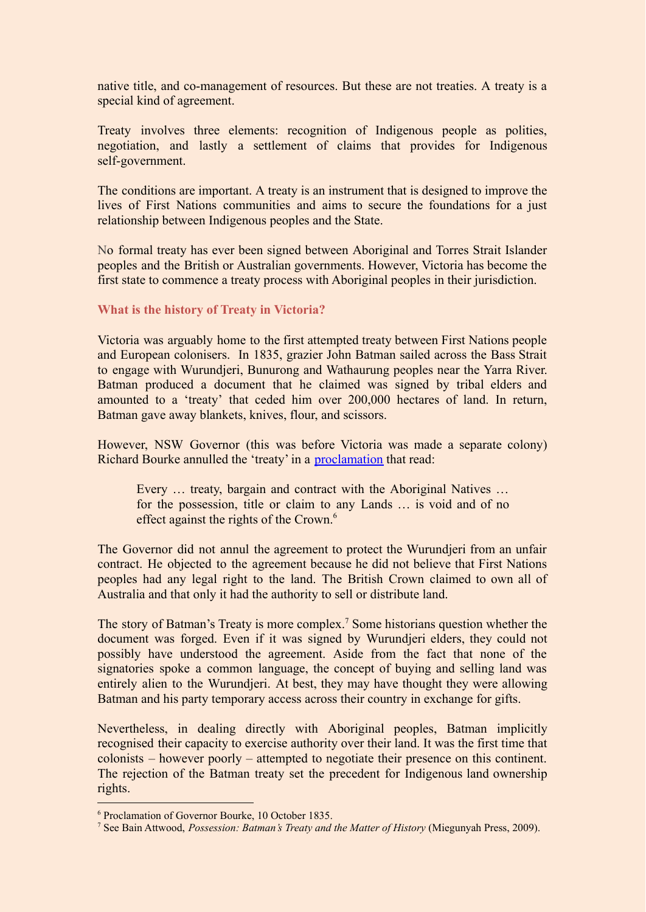native title, and co-management of resources. But these are not treaties. A treaty is a special kind of agreement.

Treaty involves three elements: recognition of Indigenous people as polities, negotiation, and lastly a settlement of claims that provides for Indigenous self-government.

The conditions are important. A treaty is an instrument that is designed to improve the lives of First Nations communities and aims to secure the foundations for a just relationship between Indigenous peoples and the State.

No formal treaty has ever been signed between Aboriginal and Torres Strait Islander peoples and the British or Australian governments. However, Victoria has become the first state to commence a treaty process with Aboriginal peoples in their jurisdiction.

### What is the history of Treaty in Victoria?

Victoria was arguably home to the first attempted treaty between First Nations people and European colonisers. In 1835, grazier John Batman sailed across the Bass Strait to engage with Wurundjeri, Bunurong and Wathaurung peoples near the Yarra River. Batman produced a document that he claimed was signed by tribal elders and amounted to a 'treaty' that ceded him over 200,000 hectares of land. In return, Batman gave away blankets, knives, flour, and scissors.

However, NSW Governor (this was before Victoria was made a separate colony) Richard Bourke annulled the 'treaty' in a proclamation that read:

> Every … treaty, bargain and contract with the Aboriginal Natives … for the possession, title or claim to any Lands … is void and of no effect against the rights of the Crown.[6]

The Governor did not annul the agreement to protect the Wurundjeri from an unfair contract. He objected to the agreement because he did not believe that First Nations peoples had any legal right to the land. The British Crown claimed to own all of Australia and that only it had the authority to sell or distribute land.

The story of Batman's Treaty is more complex.[7] Some historians question whether the document was forged. Even if it was signed by Wurundjeri elders, they could not possibly have understood the agreement. Aside from the fact that none of the signatories spoke a common language, the concept of buying and selling land was entirely alien to the Wurundjeri. At best, they may have thought they were allowing Batman and his party temporary access across their country in exchange for gifts.

Nevertheless, in dealing directly with Aboriginal peoples, Batman implicitly recognised their capacity to exercise authority over their land. It was the first time that colonists – however poorly – attempted to negotiate their presence on this continent. The rejection of the Batman treaty set the precedent for Indigenous land ownership rights.

---

[6] Proclamation of Governor Bourke, 10 October 1835.

[7] See Bain Attwood, *Possession: Batman's Treaty and the Matter of History* (Miegunyah Press, 2009).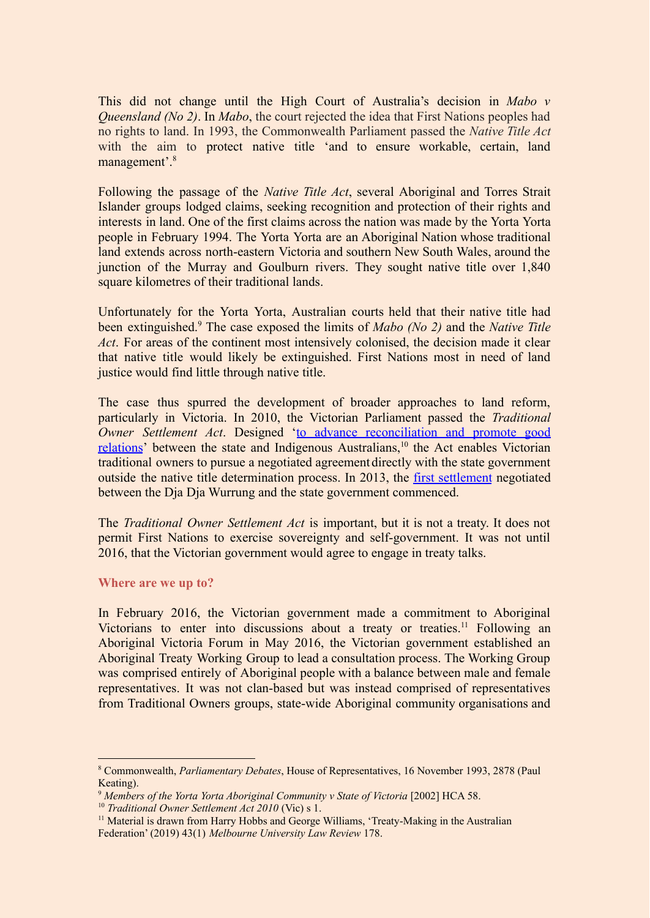This did not change until the High Court of Australia's decision in *Mabo v Queensland (No 2)*. In *Mabo*, the court rejected the idea that First Nations peoples had no rights to land. In 1993, the Commonwealth Parliament passed the *Native Title Act* with the aim to protect native title 'and to ensure workable, certain, land management'.[8]

Following the passage of the *Native Title Act*, several Aboriginal and Torres Strait Islander groups lodged claims, seeking recognition and protection of their rights and interests in land. One of the first claims across the nation was made by the Yorta Yorta people in February 1994. The Yorta Yorta are an Aboriginal Nation whose traditional land extends across north-eastern Victoria and southern New South Wales, around the junction of the Murray and Goulburn rivers. They sought native title over 1,840 square kilometres of their traditional lands.

Unfortunately for the Yorta Yorta, Australian courts held that their native title had been extinguished.[9] The case exposed the limits of *Mabo (No 2)* and the *Native Title Act*. For areas of the continent most intensively colonised, the decision made it clear that native title would likely be extinguished. First Nations most in need of land justice would find little through native title.

The case thus spurred the development of broader approaches to land reform, particularly in Victoria. In 2010, the Victorian Parliament passed the *Traditional Owner Settlement Act*. Designed 'to advance reconciliation and promote good relations' between the state and Indigenous Australians,[10] the Act enables Victorian traditional owners to pursue a negotiated agreement directly with the state government outside the native title determination process. In 2013, the first settlement negotiated between the Dja Dja Wurrung and the state government commenced.

The *Traditional Owner Settlement Act* is important, but it is not a treaty. It does not permit First Nations to exercise sovereignty and self-government. It was not until 2016, that the Victorian government would agree to engage in treaty talks.

### Where are we up to?

In February 2016, the Victorian government made a commitment to Aboriginal Victorians to enter into discussions about a treaty or treaties.[11] Following an Aboriginal Victoria Forum in May 2016, the Victorian government established an Aboriginal Treaty Working Group to lead a consultation process. The Working Group was comprised entirely of Aboriginal people with a balance between male and female representatives. It was not clan-based but was instead comprised of representatives from Traditional Owners groups, state-wide Aboriginal community organisations and

---

[8] Commonwealth, *Parliamentary Debates*, House of Representatives, 16 November 1993, 2878 (Paul Keating).

[9] *Members of the Yorta Yorta Aboriginal Community v State of Victoria* [2002] HCA 58.

[10] *Traditional Owner Settlement Act 2010* (Vic) s 1.

[11] Material is drawn from Harry Hobbs and George Williams, 'Treaty-Making in the Australian Federation' (2019) 43(1) *Melbourne University Law Review* 178.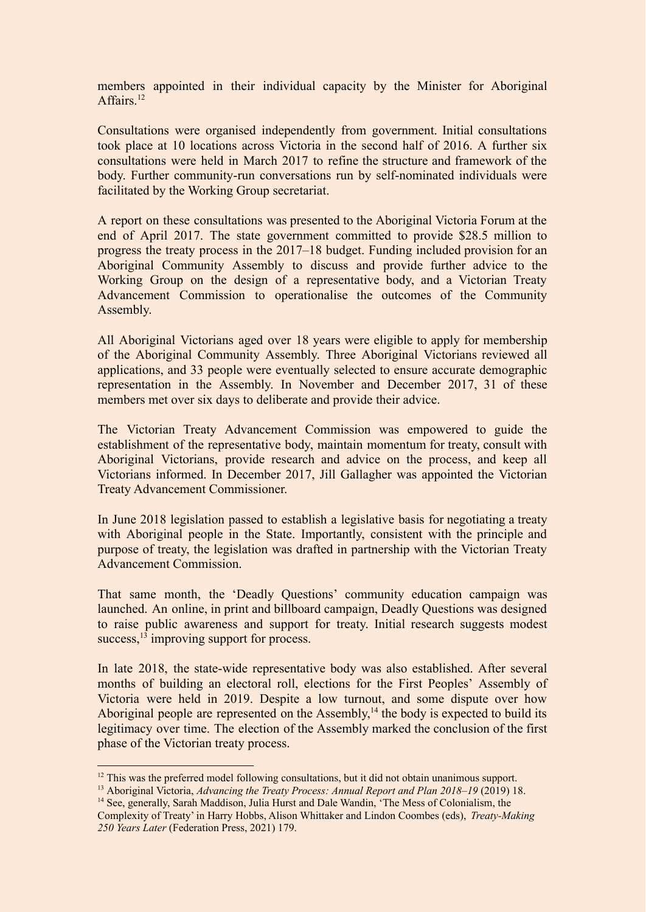members appointed in their individual capacity by the Minister for Aboriginal Affairs.[12]

Consultations were organised independently from government. Initial consultations took place at 10 locations across Victoria in the second half of 2016. A further six consultations were held in March 2017 to refine the structure and framework of the body. Further community-run conversations run by self-nominated individuals were facilitated by the Working Group secretariat.

A report on these consultations was presented to the Aboriginal Victoria Forum at the end of April 2017. The state government committed to provide $28.5 million to progress the treaty process in the 2017–18 budget. Funding included provision for an Aboriginal Community Assembly to discuss and provide further advice to the Working Group on the design of a representative body, and a Victorian Treaty Advancement Commission to operationalise the outcomes of the Community Assembly.

All Aboriginal Victorians aged over 18 years were eligible to apply for membership of the Aboriginal Community Assembly. Three Aboriginal Victorians reviewed all applications, and 33 people were eventually selected to ensure accurate demographic representation in the Assembly. In November and December 2017, 31 of these members met over six days to deliberate and provide their advice.

The Victorian Treaty Advancement Commission was empowered to guide the establishment of the representative body, maintain momentum for treaty, consult with Aboriginal Victorians, provide research and advice on the process, and keep all Victorians informed. In December 2017, Jill Gallagher was appointed the Victorian Treaty Advancement Commissioner.

In June 2018 legislation passed to establish a legislative basis for negotiating a treaty with Aboriginal people in the State. Importantly, consistent with the principle and purpose of treaty, the legislation was drafted in partnership with the Victorian Treaty Advancement Commission.

That same month, the 'Deadly Questions' community education campaign was launched. An online, in print and billboard campaign, Deadly Questions was designed to raise public awareness and support for treaty. Initial research suggests modest success,[13] improving support for process.

In late 2018, the state-wide representative body was also established. After several months of building an electoral roll, elections for the First Peoples' Assembly of Victoria were held in 2019. Despite a low turnout, and some dispute over how Aboriginal people are represented on the Assembly,[14] the body is expected to build its legitimacy over time. The election of the Assembly marked the conclusion of the first phase of the Victorian treaty process.

---

[12] This was the preferred model following consultations, but it did not obtain unanimous support.

[13] Aboriginal Victoria, *Advancing the Treaty Process: Annual Report and Plan 2018–19* (2019) 18.

[14] See, generally, Sarah Maddison, Julia Hurst and Dale Wandin, 'The Mess of Colonialism, the Complexity of Treaty' in Harry Hobbs, Alison Whittaker and Lindon Coombes (eds), *Treaty-Making 250 Years Later* (Federation Press, 2021) 179.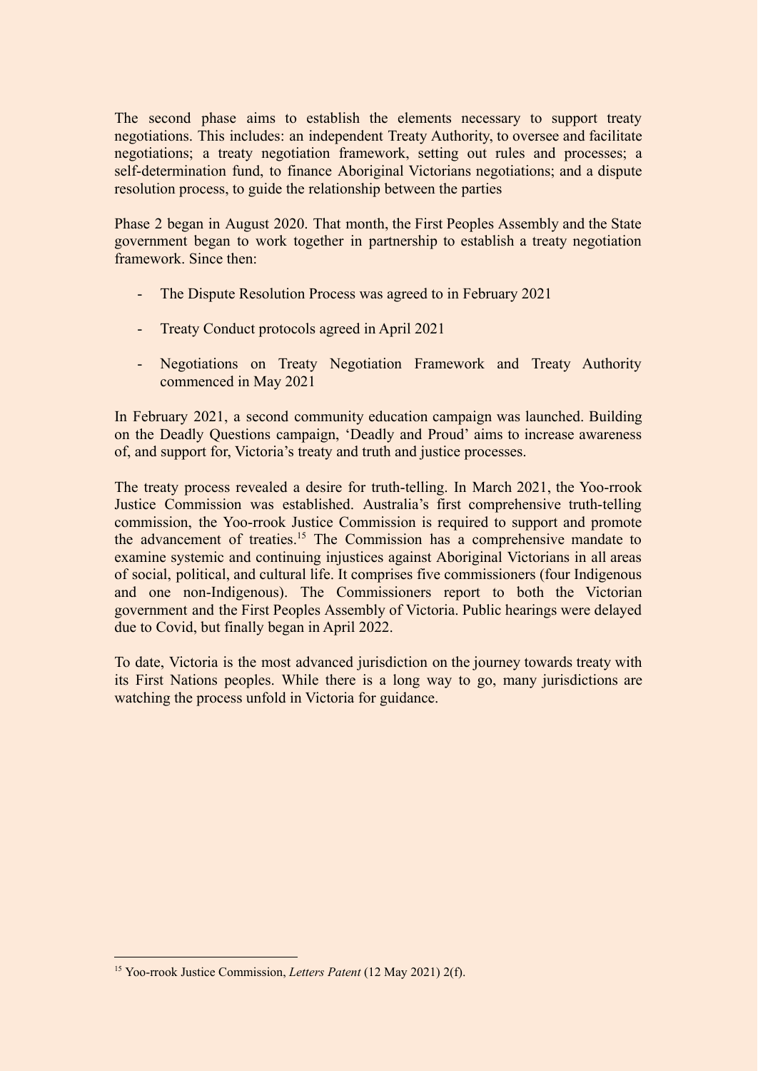The second phase aims to establish the elements necessary to support treaty negotiations. This includes: an independent Treaty Authority, to oversee and facilitate negotiations; a treaty negotiation framework, setting out rules and processes; a self-determination fund, to finance Aboriginal Victorians negotiations; and a dispute resolution process, to guide the relationship between the parties

Phase 2 began in August 2020. That month, the First Peoples Assembly and the State government began to work together in partnership to establish a treaty negotiation framework. Since then:

- The Dispute Resolution Process was agreed to in February 2021
- Treaty Conduct protocols agreed in April 2021
- Negotiations on Treaty Negotiation Framework and Treaty Authority commenced in May 2021

In February 2021, a second community education campaign was launched. Building on the Deadly Questions campaign, 'Deadly and Proud' aims to increase awareness of, and support for, Victoria's treaty and truth and justice processes.

The treaty process revealed a desire for truth-telling. In March 2021, the Yoo-rrook Justice Commission was established. Australia's first comprehensive truth-telling commission, the Yoo-rrook Justice Commission is required to support and promote the advancement of treaties.[15] The Commission has a comprehensive mandate to examine systemic and continuing injustices against Aboriginal Victorians in all areas of social, political, and cultural life. It comprises five commissioners (four Indigenous and one non-Indigenous). The Commissioners report to both the Victorian government and the First Peoples Assembly of Victoria. Public hearings were delayed due to Covid, but finally began in April 2022.

To date, Victoria is the most advanced jurisdiction on the journey towards treaty with its First Nations peoples. While there is a long way to go, many jurisdictions are watching the process unfold in Victoria for guidance.

---

[15] Yoo-rrook Justice Commission, *Letters Patent* (12 May 2021) 2(f).